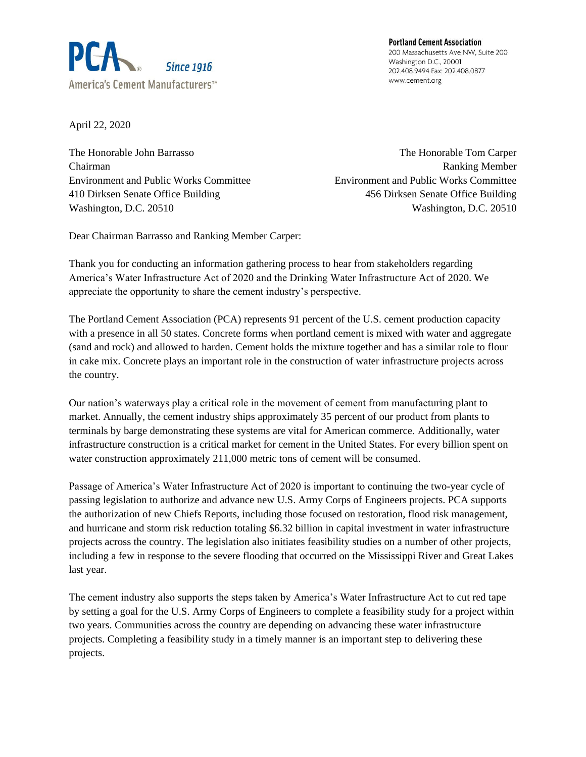PCA® Since 1916
America's Cement Manufacturers™

**Portland Cement Association**
200 Massachusetts Ave NW, Suite 200
Washington D.C., 20001
202.408.9494 Fax: 202.408.0877
www.cement.org

April 22, 2020

The Honorable John Barrasso
Chairman
Environment and Public Works Committee
410 Dirksen Senate Office Building
Washington, D.C. 20510

The Honorable Tom Carper
Ranking Member
Environment and Public Works Committee
456 Dirksen Senate Office Building
Washington, D.C. 20510

Dear Chairman Barrasso and Ranking Member Carper:

Thank you for conducting an information gathering process to hear from stakeholders regarding America's Water Infrastructure Act of 2020 and the Drinking Water Infrastructure Act of 2020. We appreciate the opportunity to share the cement industry's perspective.

The Portland Cement Association (PCA) represents 91 percent of the U.S. cement production capacity with a presence in all 50 states. Concrete forms when portland cement is mixed with water and aggregate (sand and rock) and allowed to harden. Cement holds the mixture together and has a similar role to flour in cake mix. Concrete plays an important role in the construction of water infrastructure projects across the country.

Our nation's waterways play a critical role in the movement of cement from manufacturing plant to market. Annually, the cement industry ships approximately 35 percent of our product from plants to terminals by barge demonstrating these systems are vital for American commerce. Additionally, water infrastructure construction is a critical market for cement in the United States. For every billion spent on water construction approximately 211,000 metric tons of cement will be consumed.

Passage of America's Water Infrastructure Act of 2020 is important to continuing the two-year cycle of passing legislation to authorize and advance new U.S. Army Corps of Engineers projects. PCA supports the authorization of new Chiefs Reports, including those focused on restoration, flood risk management, and hurricane and storm risk reduction totaling $6.32 billion in capital investment in water infrastructure projects across the country. The legislation also initiates feasibility studies on a number of other projects, including a few in response to the severe flooding that occurred on the Mississippi River and Great Lakes last year.

The cement industry also supports the steps taken by America's Water Infrastructure Act to cut red tape by setting a goal for the U.S. Army Corps of Engineers to complete a feasibility study for a project within two years. Communities across the country are depending on advancing these water infrastructure projects. Completing a feasibility study in a timely manner is an important step to delivering these projects.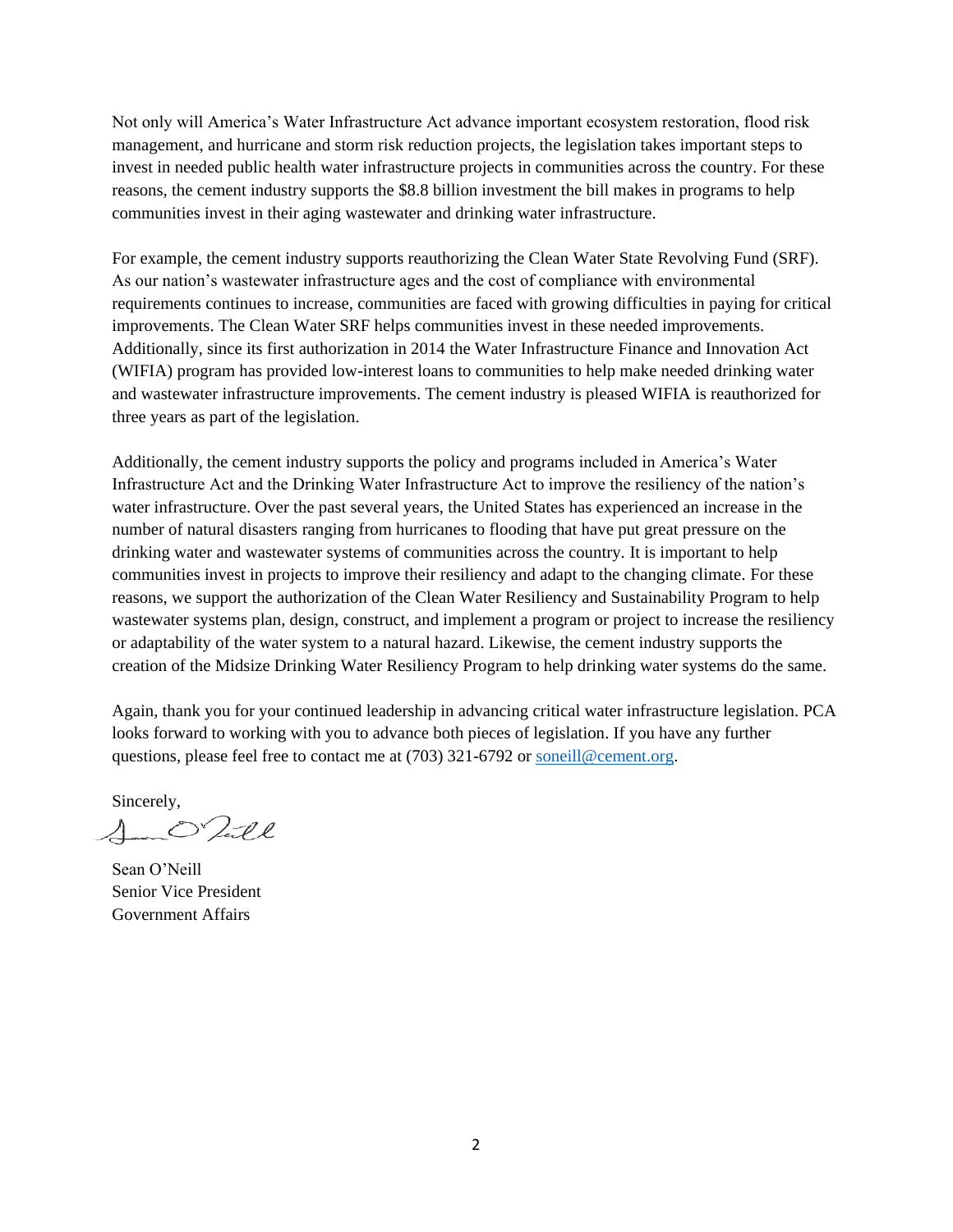Not only will America's Water Infrastructure Act advance important ecosystem restoration, flood risk management, and hurricane and storm risk reduction projects, the legislation takes important steps to invest in needed public health water infrastructure projects in communities across the country. For these reasons, the cement industry supports the $8.8 billion investment the bill makes in programs to help communities invest in their aging wastewater and drinking water infrastructure.

For example, the cement industry supports reauthorizing the Clean Water State Revolving Fund (SRF). As our nation's wastewater infrastructure ages and the cost of compliance with environmental requirements continues to increase, communities are faced with growing difficulties in paying for critical improvements. The Clean Water SRF helps communities invest in these needed improvements. Additionally, since its first authorization in 2014 the Water Infrastructure Finance and Innovation Act (WIFIA) program has provided low-interest loans to communities to help make needed drinking water and wastewater infrastructure improvements. The cement industry is pleased WIFIA is reauthorized for three years as part of the legislation.

Additionally, the cement industry supports the policy and programs included in America's Water Infrastructure Act and the Drinking Water Infrastructure Act to improve the resiliency of the nation's water infrastructure. Over the past several years, the United States has experienced an increase in the number of natural disasters ranging from hurricanes to flooding that have put great pressure on the drinking water and wastewater systems of communities across the country. It is important to help communities invest in projects to improve their resiliency and adapt to the changing climate. For these reasons, we support the authorization of the Clean Water Resiliency and Sustainability Program to help wastewater systems plan, design, construct, and implement a program or project to increase the resiliency or adaptability of the water system to a natural hazard. Likewise, the cement industry supports the creation of the Midsize Drinking Water Resiliency Program to help drinking water systems do the same.

Again, thank you for your continued leadership in advancing critical water infrastructure legislation. PCA looks forward to working with you to advance both pieces of legislation. If you have any further questions, please feel free to contact me at (703) 321-6792 or soneill@cement.org.

Sincerely,

Sean O'Neill
Senior Vice President
Government Affairs